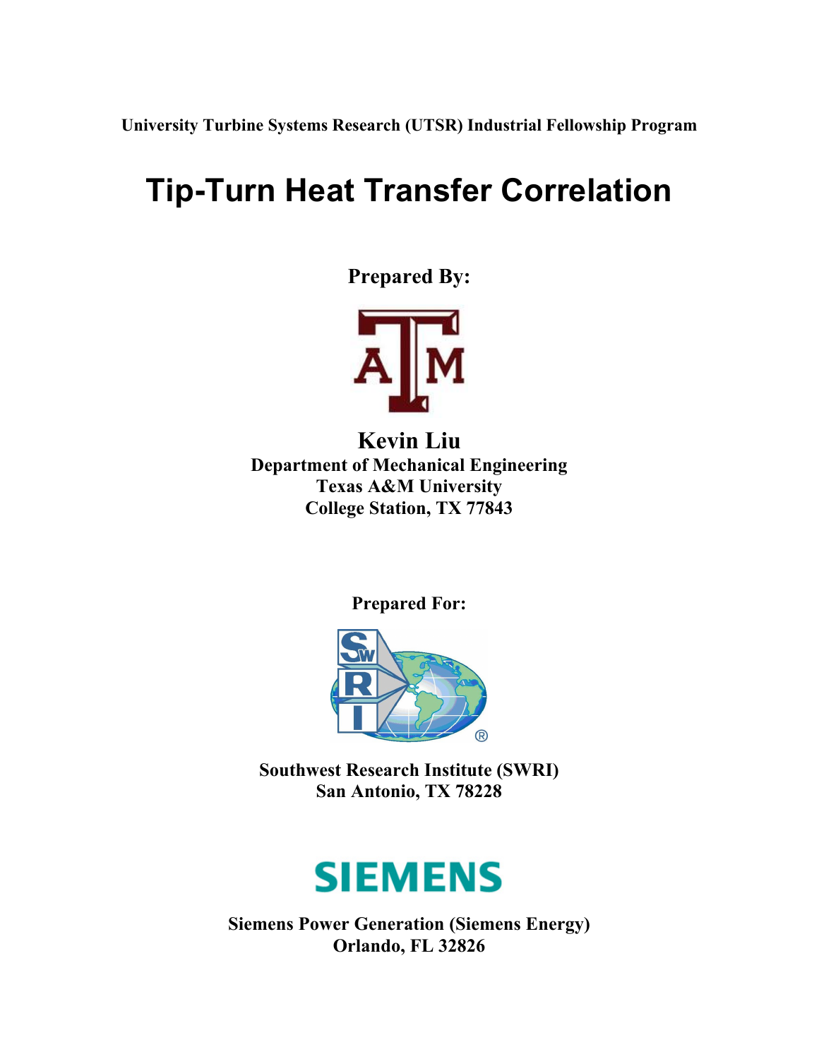**University Turbine Systems Research (UTSR) Industrial Fellowship Program**

# Tip-Turn Heat Transfer Correlation

**Prepared By:**

**Kevin Liu**
**Department of Mechanical Engineering**
**Texas A&M University**
**College Station, TX 77843**

**Prepared For:**

**Southwest Research Institute (SWRI)**
**San Antonio, TX 78228**

**Siemens Power Generation (Siemens Energy)**
**Orlando, FL 32826**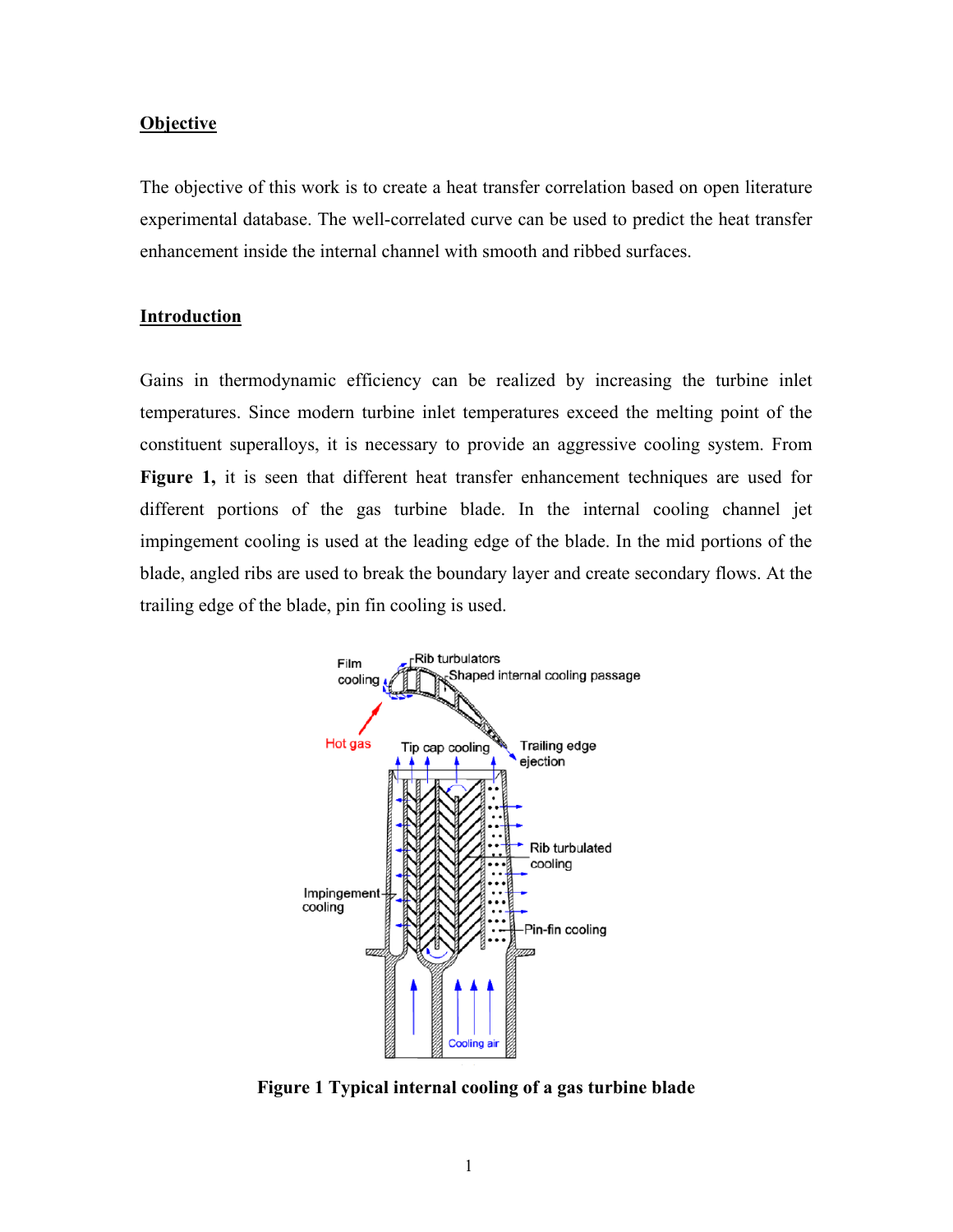## Objective

The objective of this work is to create a heat transfer correlation based on open literature experimental database. The well-correlated curve can be used to predict the heat transfer enhancement inside the internal channel with smooth and ribbed surfaces.

## Introduction

Gains in thermodynamic efficiency can be realized by increasing the turbine inlet temperatures. Since modern turbine inlet temperatures exceed the melting point of the constituent superalloys, it is necessary to provide an aggressive cooling system. From **Figure 1,** it is seen that different heat transfer enhancement techniques are used for different portions of the gas turbine blade. In the internal cooling channel jet impingement cooling is used at the leading edge of the blade. In the mid portions of the blade, angled ribs are used to break the boundary layer and create secondary flows. At the trailing edge of the blade, pin fin cooling is used.

**Figure 1 Typical internal cooling of a gas turbine blade**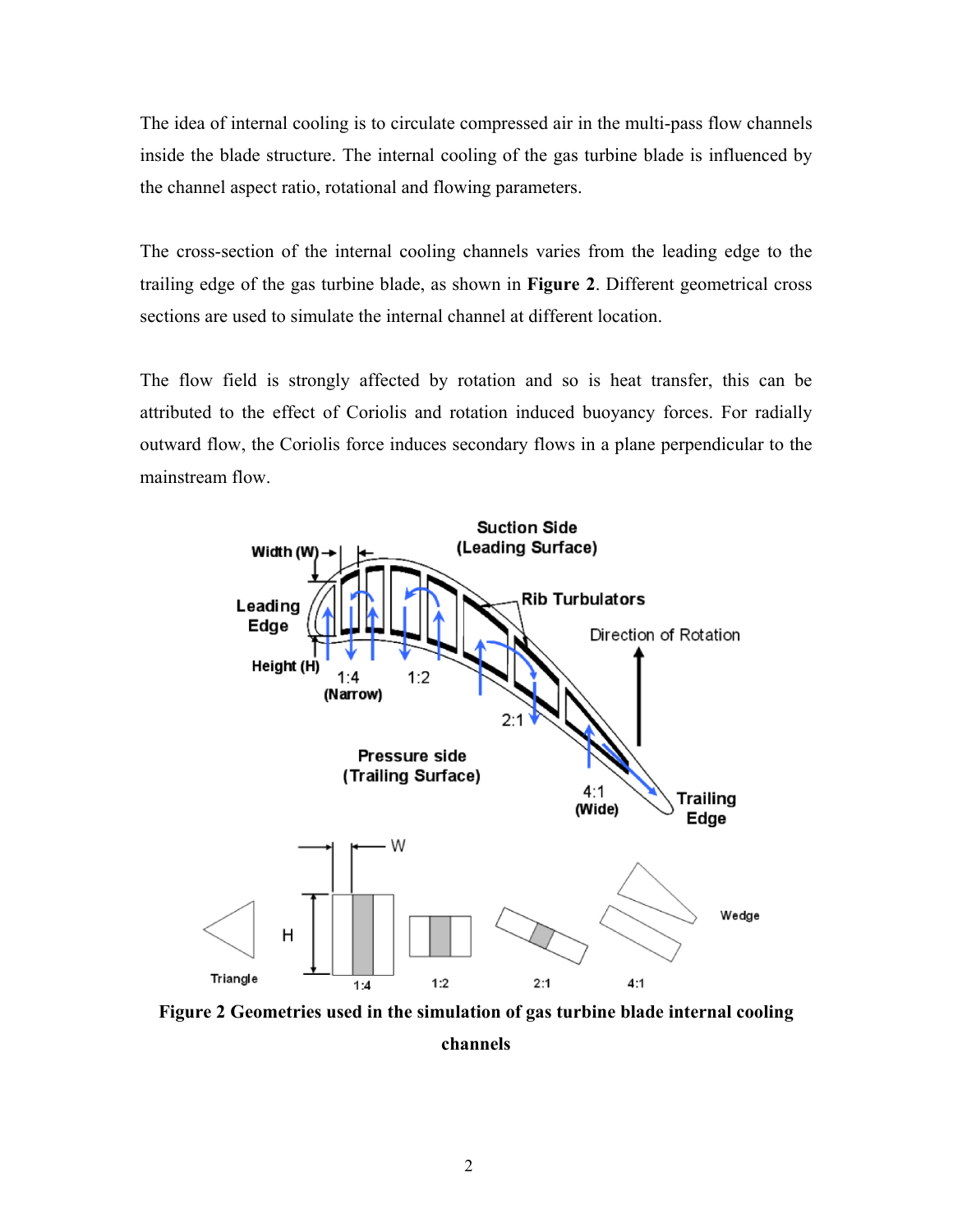The idea of internal cooling is to circulate compressed air in the multi-pass flow channels inside the blade structure. The internal cooling of the gas turbine blade is influenced by the channel aspect ratio, rotational and flowing parameters.

The cross-section of the internal cooling channels varies from the leading edge to the trailing edge of the gas turbine blade, as shown in **Figure 2**. Different geometrical cross sections are used to simulate the internal channel at different location.

The flow field is strongly affected by rotation and so is heat transfer, this can be attributed to the effect of Coriolis and rotation induced buoyancy forces. For radially outward flow, the Coriolis force induces secondary flows in a plane perpendicular to the mainstream flow.

**Figure 2 Geometries used in the simulation of gas turbine blade internal cooling channels**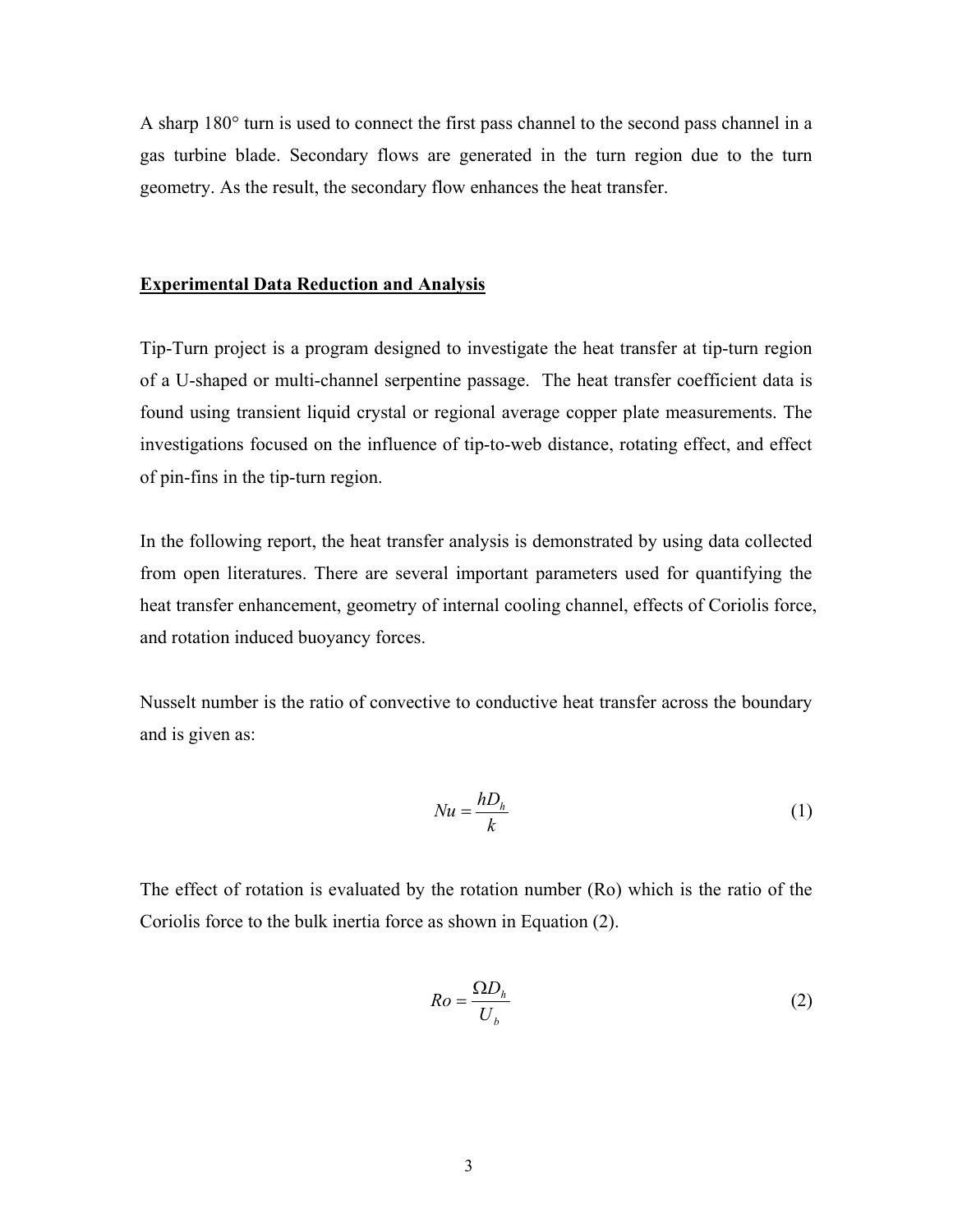A sharp 180° turn is used to connect the first pass channel to the second pass channel in a gas turbine blade. Secondary flows are generated in the turn region due to the turn geometry. As the result, the secondary flow enhances the heat transfer.

## Experimental Data Reduction and Analysis

Tip-Turn project is a program designed to investigate the heat transfer at tip-turn region of a U-shaped or multi-channel serpentine passage. The heat transfer coefficient data is found using transient liquid crystal or regional average copper plate measurements. The investigations focused on the influence of tip-to-web distance, rotating effect, and effect of pin-fins in the tip-turn region.

In the following report, the heat transfer analysis is demonstrated by using data collected from open literatures. There are several important parameters used for quantifying the heat transfer enhancement, geometry of internal cooling channel, effects of Coriolis force, and rotation induced buoyancy forces.

Nusselt number is the ratio of convective to conductive heat transfer across the boundary and is given as:

$$Nu = \frac{hD_h}{k} \tag{1}$$

The effect of rotation is evaluated by the rotation number (Ro) which is the ratio of the Coriolis force to the bulk inertia force as shown in Equation (2).

$$Ro = \frac{\Omega D_h}{U_b} \tag{2}$$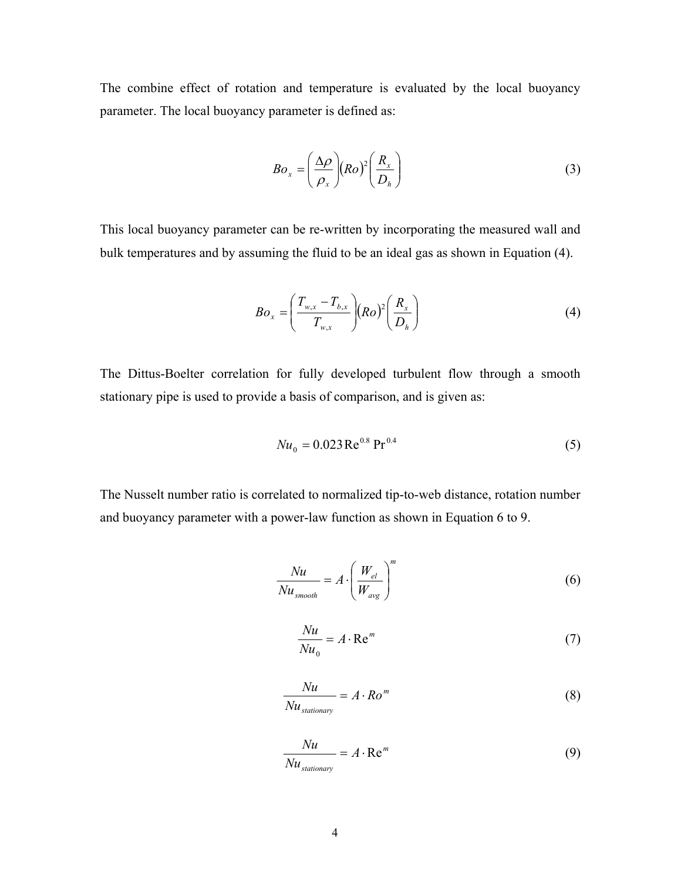The combine effect of rotation and temperature is evaluated by the local buoyancy parameter. The local buoyancy parameter is defined as:

$$Bo_x = \left(\frac{\Delta\rho}{\rho_x}\right)(Ro)^2\left(\frac{R_x}{D_h}\right) \tag{3}$$

This local buoyancy parameter can be re-written by incorporating the measured wall and bulk temperatures and by assuming the fluid to be an ideal gas as shown in Equation (4).

$$Bo_x = \left(\frac{T_{w,x} - T_{b,x}}{T_{w,x}}\right)(Ro)^2\left(\frac{R_x}{D_h}\right) \tag{4}$$

The Dittus-Boelter correlation for fully developed turbulent flow through a smooth stationary pipe is used to provide a basis of comparison, and is given as:

$$Nu_0 = 0.023\,\mathrm{Re}^{0.8}\,\mathrm{Pr}^{0.4} \tag{5}$$

The Nusselt number ratio is correlated to normalized tip-to-web distance, rotation number and buoyancy parameter with a power-law function as shown in Equation 6 to 9.

$$\frac{Nu}{Nu_{smooth}} = A \cdot \left(\frac{W_{el}}{W_{avg}}\right)^m \tag{6}$$

$$\frac{Nu}{Nu_0} = A \cdot \mathrm{Re}^m \tag{7}$$

$$\frac{Nu}{Nu_{stationary}} = A \cdot Ro^m \tag{8}$$

$$\frac{Nu}{Nu_{stationary}} = A \cdot \mathrm{Re}^m \tag{9}$$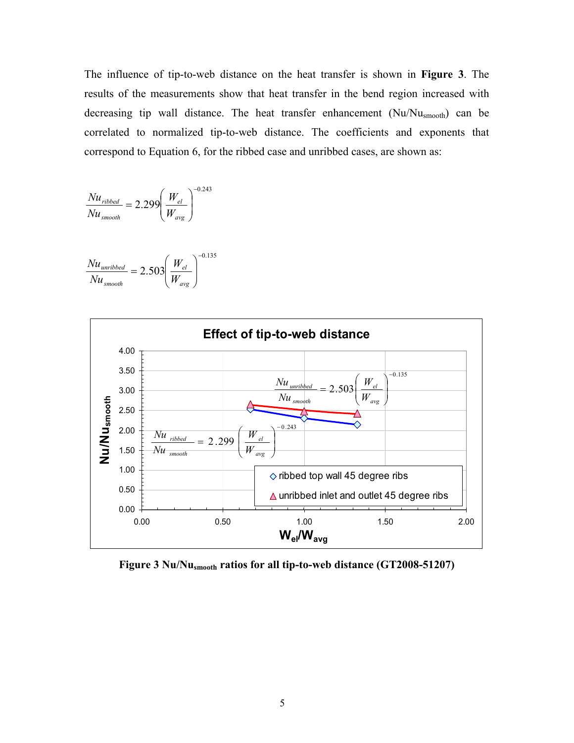The influence of tip-to-web distance on the heat transfer is shown in **Figure 3**. The results of the measurements show that heat transfer in the bend region increased with decreasing tip wall distance. The heat transfer enhancement ($Nu/Nu_{smooth}$) can be correlated to normalized tip-to-web distance. The coefficients and exponents that correspond to Equation 6, for the ribbed case and unribbed cases, are shown as:

$$\frac{Nu_{ribbed}}{Nu_{smooth}} = 2.299\left(\frac{W_{el}}{W_{avg}}\right)^{-0.243}$$

$$\frac{Nu_{unribbed}}{Nu_{smooth}} = 2.503\left(\frac{W_{el}}{W_{avg}}\right)^{-0.135}$$

**Figure 3 $Nu/Nu_{smooth}$ ratios for all tip-to-web distance (GT2008-51207)**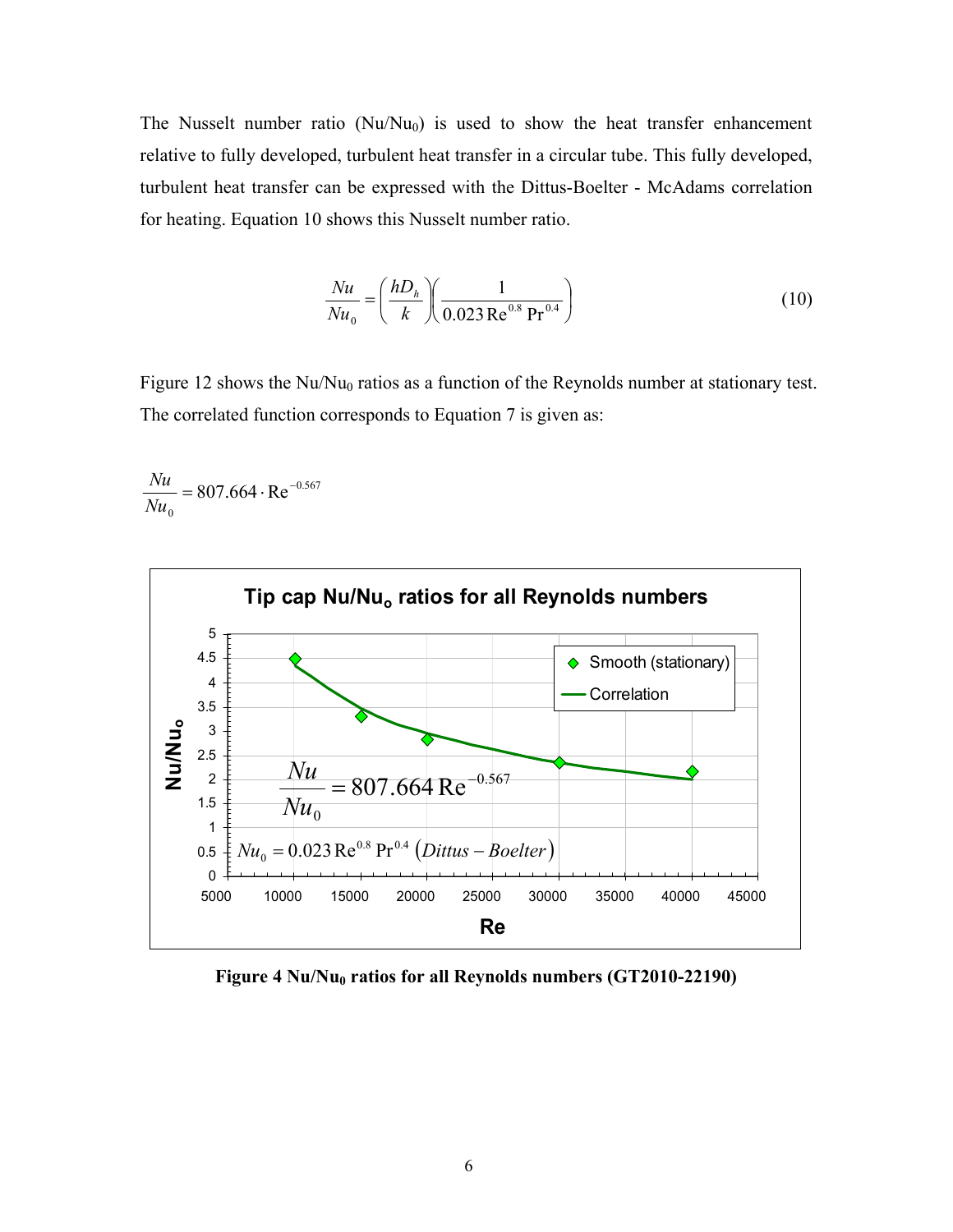The Nusselt number ratio ($Nu/Nu_0$) is used to show the heat transfer enhancement relative to fully developed, turbulent heat transfer in a circular tube. This fully developed, turbulent heat transfer can be expressed with the Dittus-Boelter - McAdams correlation for heating. Equation 10 shows this Nusselt number ratio.

$$\frac{Nu}{Nu_0} = \left(\frac{hD_h}{k}\right)\left(\frac{1}{0.023\,\mathrm{Re}^{0.8}\,\mathrm{Pr}^{0.4}}\right) \tag{10}$$

Figure 12 shows the $Nu/Nu_0$ ratios as a function of the Reynolds number at stationary test. The correlated function corresponds to Equation 7 is given as:

$$\frac{Nu}{Nu_0} = 807.664 \cdot \mathrm{Re}^{-0.567}$$

**Figure 4 $Nu/Nu_0$ ratios for all Reynolds numbers (GT2010-22190)**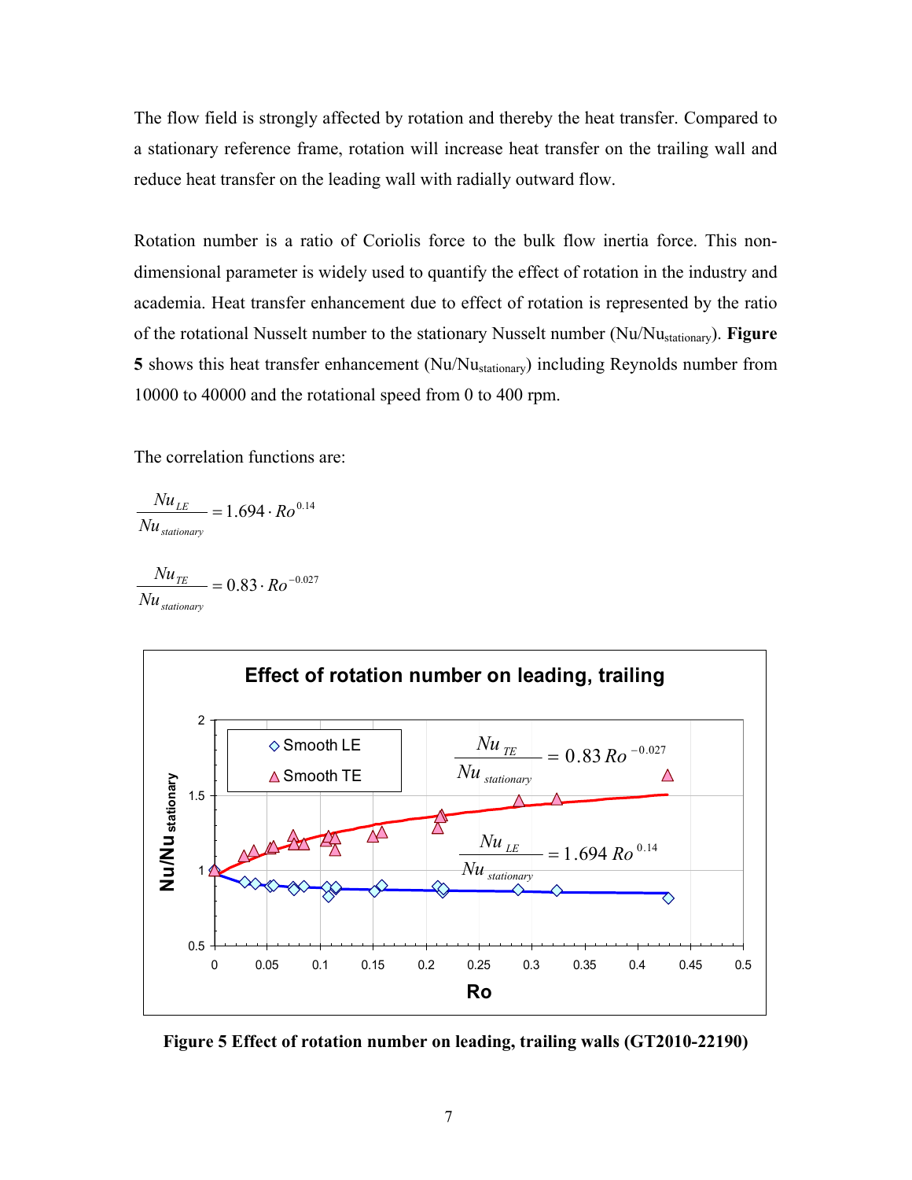The flow field is strongly affected by rotation and thereby the heat transfer. Compared to a stationary reference frame, rotation will increase heat transfer on the trailing wall and reduce heat transfer on the leading wall with radially outward flow.

Rotation number is a ratio of Coriolis force to the bulk flow inertia force. This non-dimensional parameter is widely used to quantify the effect of rotation in the industry and academia. Heat transfer enhancement due to effect of rotation is represented by the ratio of the rotational Nusselt number to the stationary Nusselt number ($Nu/Nu_{stationary}$). **Figure 5** shows this heat transfer enhancement ($Nu/Nu_{stationary}$) including Reynolds number from 10000 to 40000 and the rotational speed from 0 to 400 rpm.

The correlation functions are:

$$\frac{Nu_{LE}}{Nu_{stationary}} = 1.694 \cdot Ro^{0.14}$$

$$\frac{Nu_{TE}}{Nu_{stationary}} = 0.83 \cdot Ro^{-0.027}$$

**Figure 5 Effect of rotation number on leading, trailing walls (GT2010-22190)**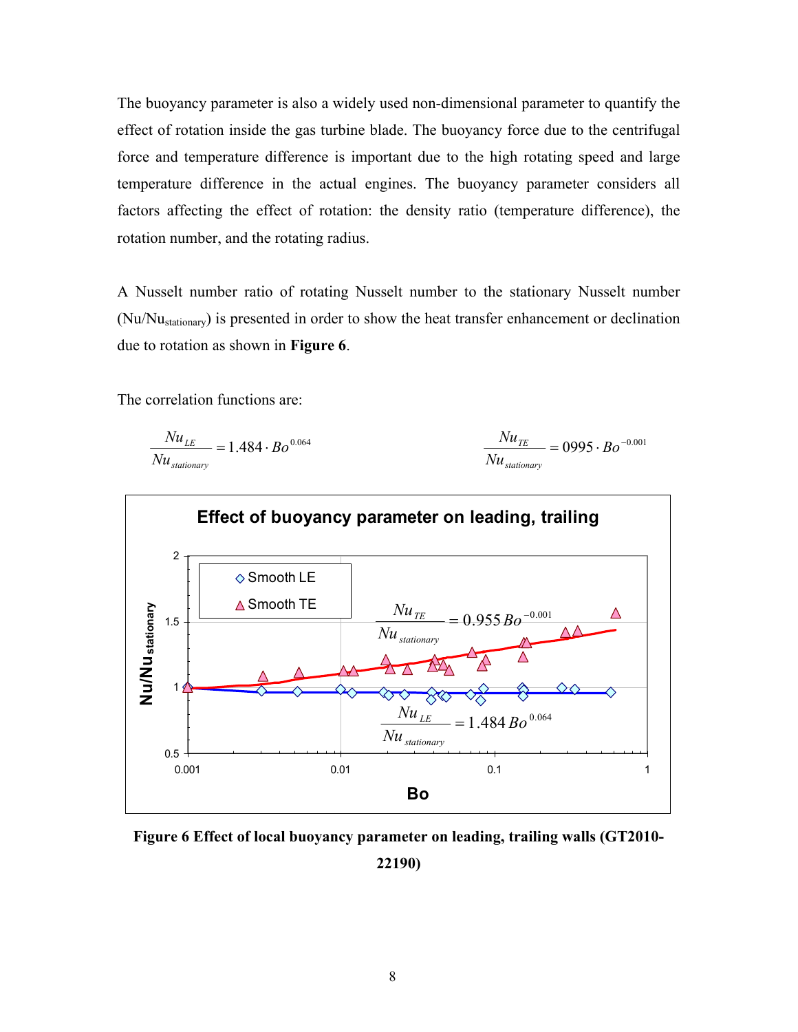The buoyancy parameter is also a widely used non-dimensional parameter to quantify the effect of rotation inside the gas turbine blade. The buoyancy force due to the centrifugal force and temperature difference is important due to the high rotating speed and large temperature difference in the actual engines. The buoyancy parameter considers all factors affecting the effect of rotation: the density ratio (temperature difference), the rotation number, and the rotating radius.

A Nusselt number ratio of rotating Nusselt number to the stationary Nusselt number ($Nu/Nu_{stationary}$) is presented in order to show the heat transfer enhancement or declination due to rotation as shown in **Figure 6**.

The correlation functions are:

$$\frac{Nu_{LE}}{Nu_{stationary}} = 1.484 \cdot Bo^{0.064} \qquad \frac{Nu_{TE}}{Nu_{stationary}} = 0995 \cdot Bo^{-0.001}$$

**Figure 6 Effect of local buoyancy parameter on leading, trailing walls (GT2010-22190)**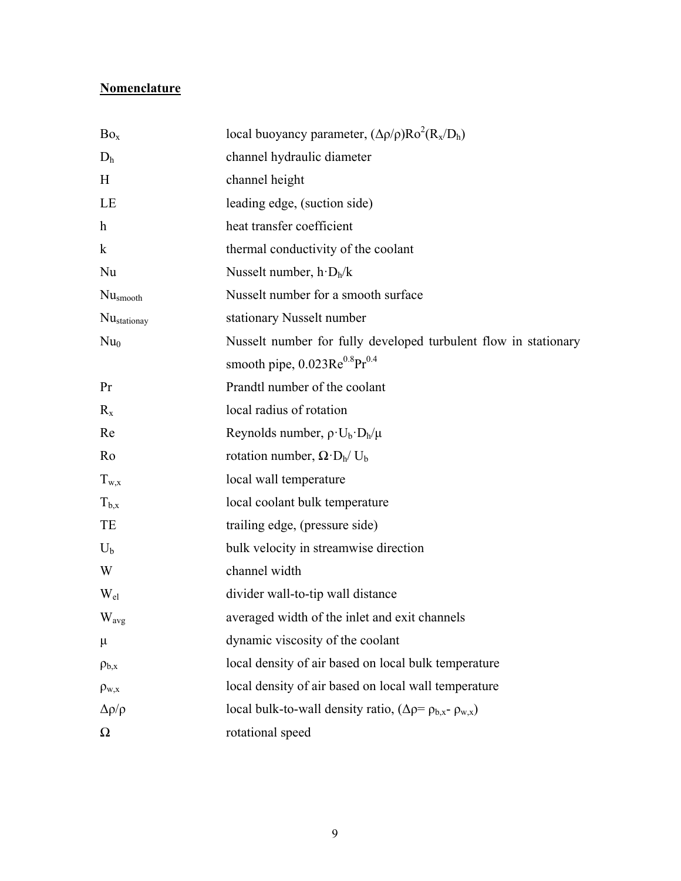**Nomenclature**

| | |
|---|---|
| $Bo_x$ | local buoyancy parameter, $(\Delta\rho/\rho)Ro^2(R_x/D_h)$ |
| $D_h$ | channel hydraulic diameter |
| H | channel height |
| LE | leading edge, (suction side) |
| h | heat transfer coefficient |
| k | thermal conductivity of the coolant |
| Nu | Nusselt number, $h \cdot D_h/k$ |
| $Nu_{smooth}$ | Nusselt number for a smooth surface |
| $Nu_{stationay}$ | stationary Nusselt number |
| $Nu_0$ | Nusselt number for fully developed turbulent flow in stationary smooth pipe, $0.023Re^{0.8}Pr^{0.4}$ |
| Pr | Prandtl number of the coolant |
| $R_x$ | local radius of rotation |
| Re | Reynolds number, $\rho \cdot U_b \cdot D_h/\mu$ |
| Ro | rotation number, $\Omega \cdot D_h/ U_b$ |
| $T_{w,x}$ | local wall temperature |
| $T_{b,x}$ | local coolant bulk temperature |
| TE | trailing edge, (pressure side) |
| $U_b$ | bulk velocity in streamwise direction |
| W | channel width |
| $W_{el}$ | divider wall-to-tip wall distance |
| $W_{avg}$ | averaged width of the inlet and exit channels |
| $\mu$ | dynamic viscosity of the coolant |
| $\rho_{b,x}$ | local density of air based on local bulk temperature |
| $\rho_{w,x}$ | local density of air based on local wall temperature |
| $\Delta\rho/\rho$ | local bulk-to-wall density ratio, ($\Delta\rho = \rho_{b,x} - \rho_{w,x}$) |
| $\Omega$ | rotational speed |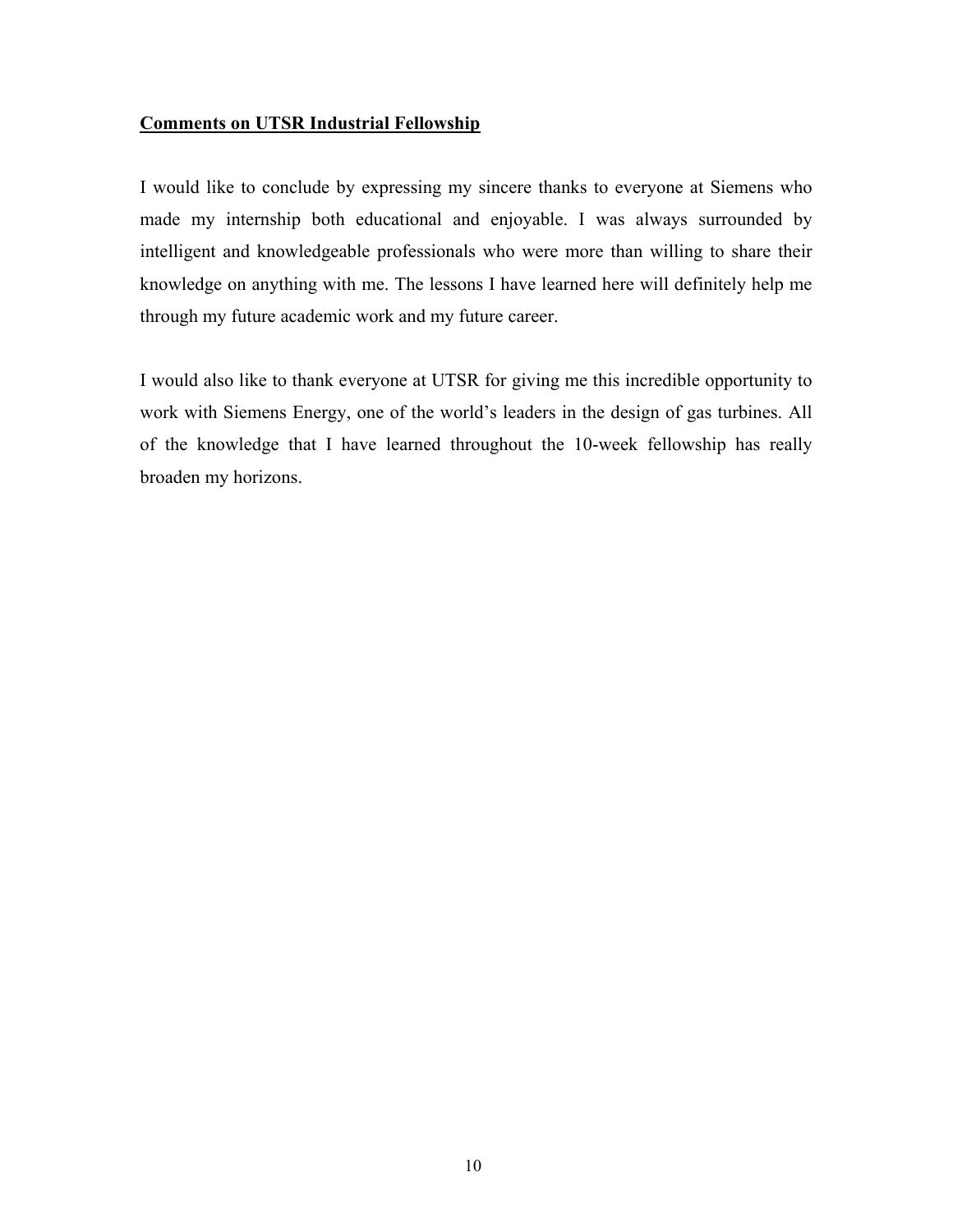**Comments on UTSR Industrial Fellowship**

I would like to conclude by expressing my sincere thanks to everyone at Siemens who made my internship both educational and enjoyable. I was always surrounded by intelligent and knowledgeable professionals who were more than willing to share their knowledge on anything with me. The lessons I have learned here will definitely help me through my future academic work and my future career.

I would also like to thank everyone at UTSR for giving me this incredible opportunity to work with Siemens Energy, one of the world's leaders in the design of gas turbines. All of the knowledge that I have learned throughout the 10-week fellowship has really broaden my horizons.